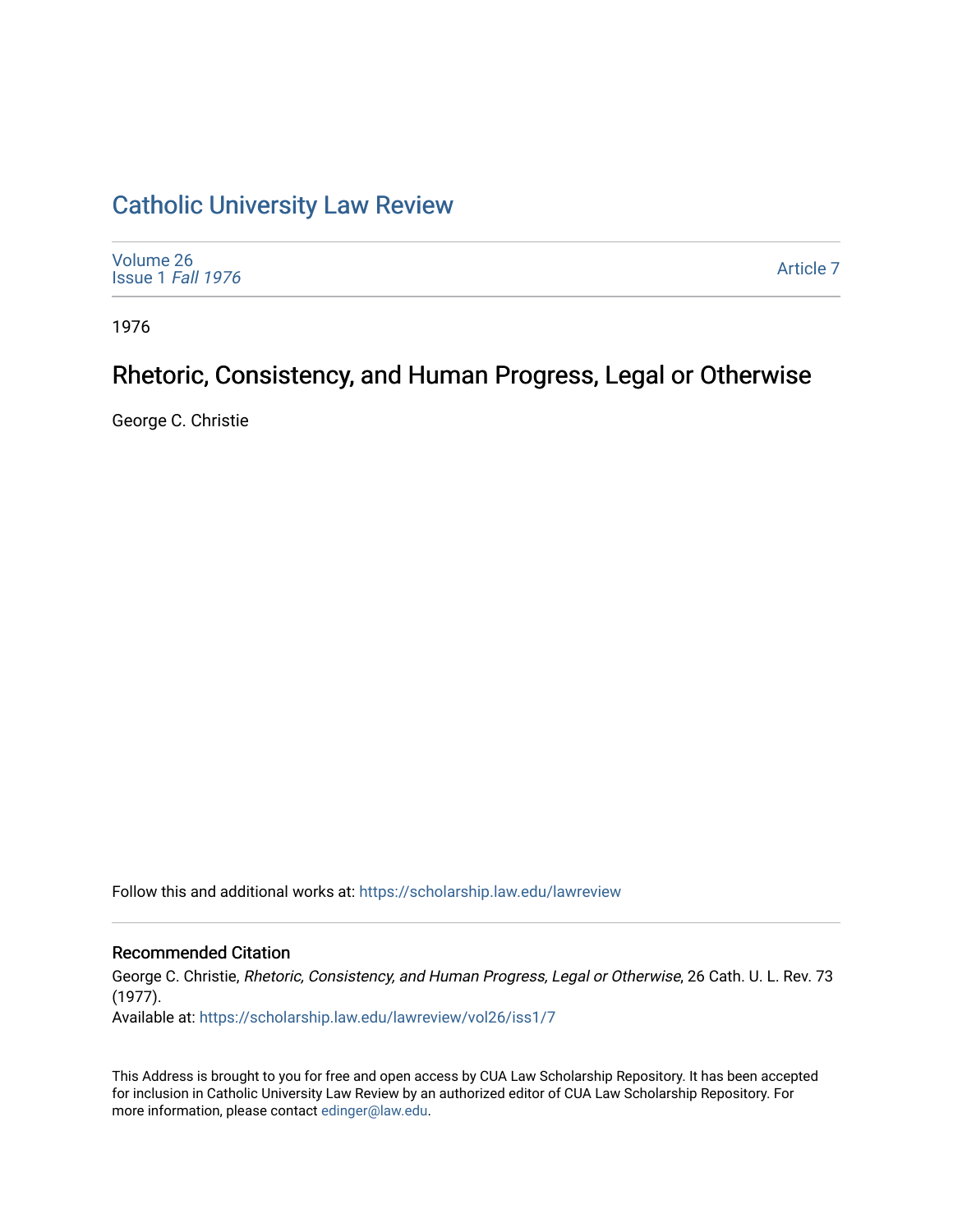# Catholic University Law Review

Volume 26
Issue 1 *Fall 1976*

Article 7

1976

## Rhetoric, Consistency, and Human Progress, Legal or Otherwise

George C. Christie

Follow this and additional works at: https://scholarship.law.edu/lawreview

### Recommended Citation

George C. Christie, *Rhetoric, Consistency, and Human Progress, Legal or Otherwise*, 26 Cath. U. L. Rev. 73 (1977).
Available at: https://scholarship.law.edu/lawreview/vol26/iss1/7

This Address is brought to you for free and open access by CUA Law Scholarship Repository. It has been accepted for inclusion in Catholic University Law Review by an authorized editor of CUA Law Scholarship Repository. For more information, please contact edinger@law.edu.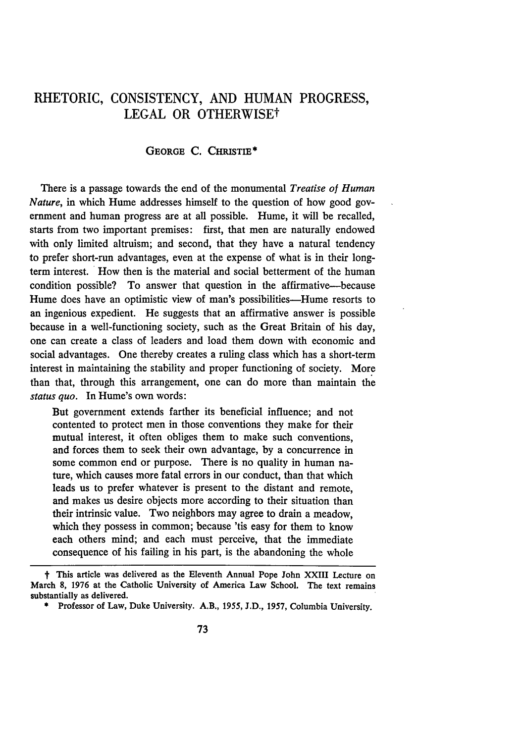# RHETORIC, CONSISTENCY, AND HUMAN PROGRESS, LEGAL OR OTHERWISE†

GEORGE C. CHRISTIE*

There is a passage towards the end of the monumental *Treatise of Human Nature*, in which Hume addresses himself to the question of how good government and human progress are at all possible. Hume, it will be recalled, starts from two important premises: first, that men are naturally endowed with only limited altruism; and second, that they have a natural tendency to prefer short-run advantages, even at the expense of what is in their long-term interest. How then is the material and social betterment of the human condition possible? To answer that question in the affirmative—because Hume does have an optimistic view of man's possibilities—Hume resorts to an ingenious expedient. He suggests that an affirmative answer is possible because in a well-functioning society, such as the Great Britain of his day, one can create a class of leaders and load them down with economic and social advantages. One thereby creates a ruling class which has a short-term interest in maintaining the stability and proper functioning of society. More than that, through this arrangement, one can do more than maintain the *status quo*. In Hume's own words:

> But government extends farther its beneficial influence; and not contented to protect men in those conventions they make for their mutual interest, it often obliges them to make such conventions, and forces them to seek their own advantage, by a concurrence in some common end or purpose. There is no quality in human nature, which causes more fatal errors in our conduct, than that which leads us to prefer whatever is present to the distant and remote, and makes us desire objects more according to their situation than their intrinsic value. Two neighbors may agree to drain a meadow, which they possess in common; because 'tis easy for them to know each others mind; and each must perceive, that the immediate consequence of his failing in his part, is the abandoning the whole

---

† This article was delivered as the Eleventh Annual Pope John XXIII Lecture on March 8, 1976 at the Catholic University of America Law School. The text remains substantially as delivered.

\* Professor of Law, Duke University. A.B., 1955, J.D., 1957, Columbia University.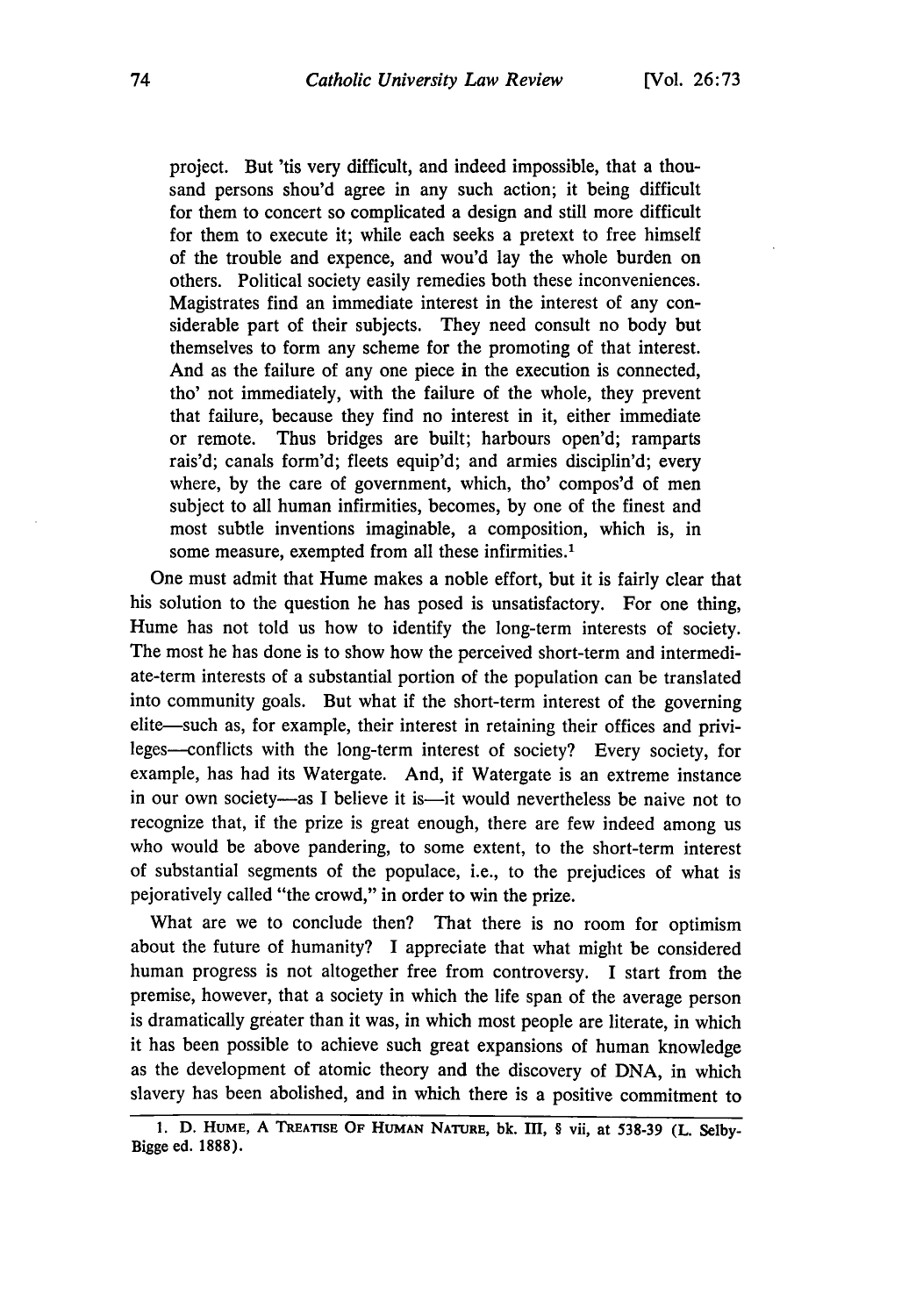> project. But 'tis very difficult, and indeed impossible, that a thousand persons shou'd agree in any such action; it being difficult for them to concert so complicated a design and still more difficult for them to execute it; while each seeks a pretext to free himself of the trouble and expence, and wou'd lay the whole burden on others. Political society easily remedies both these inconveniences. Magistrates find an immediate interest in the interest of any considerable part of their subjects. They need consult no body but themselves to form any scheme for the promoting of that interest. And as the failure of any one piece in the execution is connected, tho' not immediately, with the failure of the whole, they prevent that failure, because they find no interest in it, either immediate or remote. Thus bridges are built; harbours open'd; ramparts rais'd; canals form'd; fleets equip'd; and armies disciplin'd; every where, by the care of government, which, tho' compos'd of men subject to all human infirmities, becomes, by one of the finest and most subtle inventions imaginable, a composition, which is, in some measure, exempted from all these infirmities.[1]

One must admit that Hume makes a noble effort, but it is fairly clear that his solution to the question he has posed is unsatisfactory. For one thing, Hume has not told us how to identify the long-term interests of society. The most he has done is to show how the perceived short-term and intermediate-term interests of a substantial portion of the population can be translated into community goals. But what if the short-term interest of the governing elite—such as, for example, their interest in retaining their offices and privileges—conflicts with the long-term interest of society? Every society, for example, has had its Watergate. And, if Watergate is an extreme instance in our own society—as I believe it is—it would nevertheless be naive not to recognize that, if the prize is great enough, there are few indeed among us who would be above pandering, to some extent, to the short-term interest of substantial segments of the populace, i.e., to the prejudices of what is pejoratively called "the crowd," in order to win the prize.

What are we to conclude then? That there is no room for optimism about the future of humanity? I appreciate that what might be considered human progress is not altogether free from controversy. I start from the premise, however, that a society in which the life span of the average person is dramatically greater than it was, in which most people are literate, in which it has been possible to achieve such great expansions of human knowledge as the development of atomic theory and the discovery of DNA, in which slavery has been abolished, and in which there is a positive commitment to

---

1. D. HUME, A TREATISE OF HUMAN NATURE, bk. III, § vii, at 538-39 (L. Selby-Bigge ed. 1888).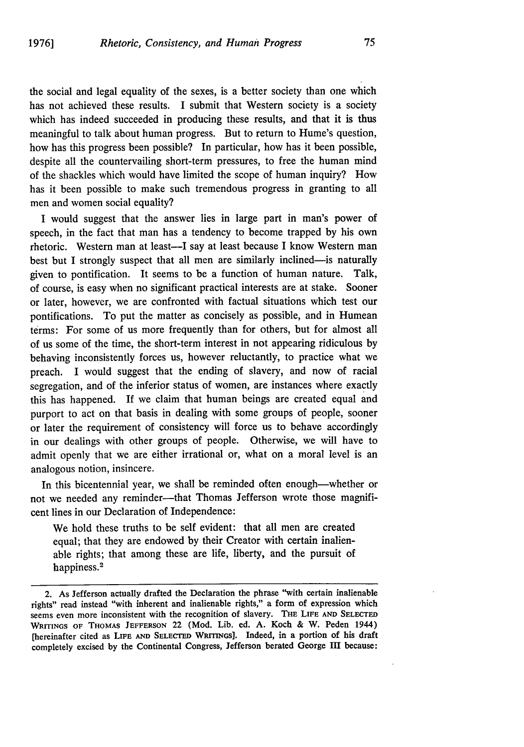the social and legal equality of the sexes, is a better society than one which has not achieved these results. I submit that Western society is a society which has indeed succeeded in producing these results, and that it is thus meaningful to talk about human progress. But to return to Hume's question, how has this progress been possible? In particular, how has it been possible, despite all the countervailing short-term pressures, to free the human mind of the shackles which would have limited the scope of human inquiry? How has it been possible to make such tremendous progress in granting to all men and women social equality?

I would suggest that the answer lies in large part in man's power of speech, in the fact that man has a tendency to become trapped by his own rhetoric. Western man at least—I say at least because I know Western man best but I strongly suspect that all men are similarly inclined—is naturally given to pontification. It seems to be a function of human nature. Talk, of course, is easy when no significant practical interests are at stake. Sooner or later, however, we are confronted with factual situations which test our pontifications. To put the matter as concisely as possible, and in Humean terms: For some of us more frequently than for others, but for almost all of us some of the time, the short-term interest in not appearing ridiculous by behaving inconsistently forces us, however reluctantly, to practice what we preach. I would suggest that the ending of slavery, and now of racial segregation, and of the inferior status of women, are instances where exactly this has happened. If we claim that human beings are created equal and purport to act on that basis in dealing with some groups of people, sooner or later the requirement of consistency will force us to behave accordingly in our dealings with other groups of people. Otherwise, we will have to admit openly that we are either irrational or, what on a moral level is an analogous notion, insincere.

In this bicentennial year, we shall be reminded often enough—whether or not we needed any reminder—that Thomas Jefferson wrote those magnificent lines in our Declaration of Independence:

> We hold these truths to be self evident: that all men are created equal; that they are endowed by their Creator with certain inalienable rights; that among these are life, liberty, and the pursuit of happiness.[2]

---

2. As Jefferson actually drafted the Declaration the phrase "with certain inalienable rights" read instead "with inherent and inalienable rights," a form of expression which seems even more inconsistent with the recognition of slavery. THE LIFE AND SELECTED WRITINGS OF THOMAS JEFFERSON 22 (Mod. Lib. ed. A. Koch & W. Peden 1944) [hereinafter cited as LIFE AND SELECTED WRITINGS]. Indeed, in a portion of his draft completely excised by the Continental Congress, Jefferson berated George III because: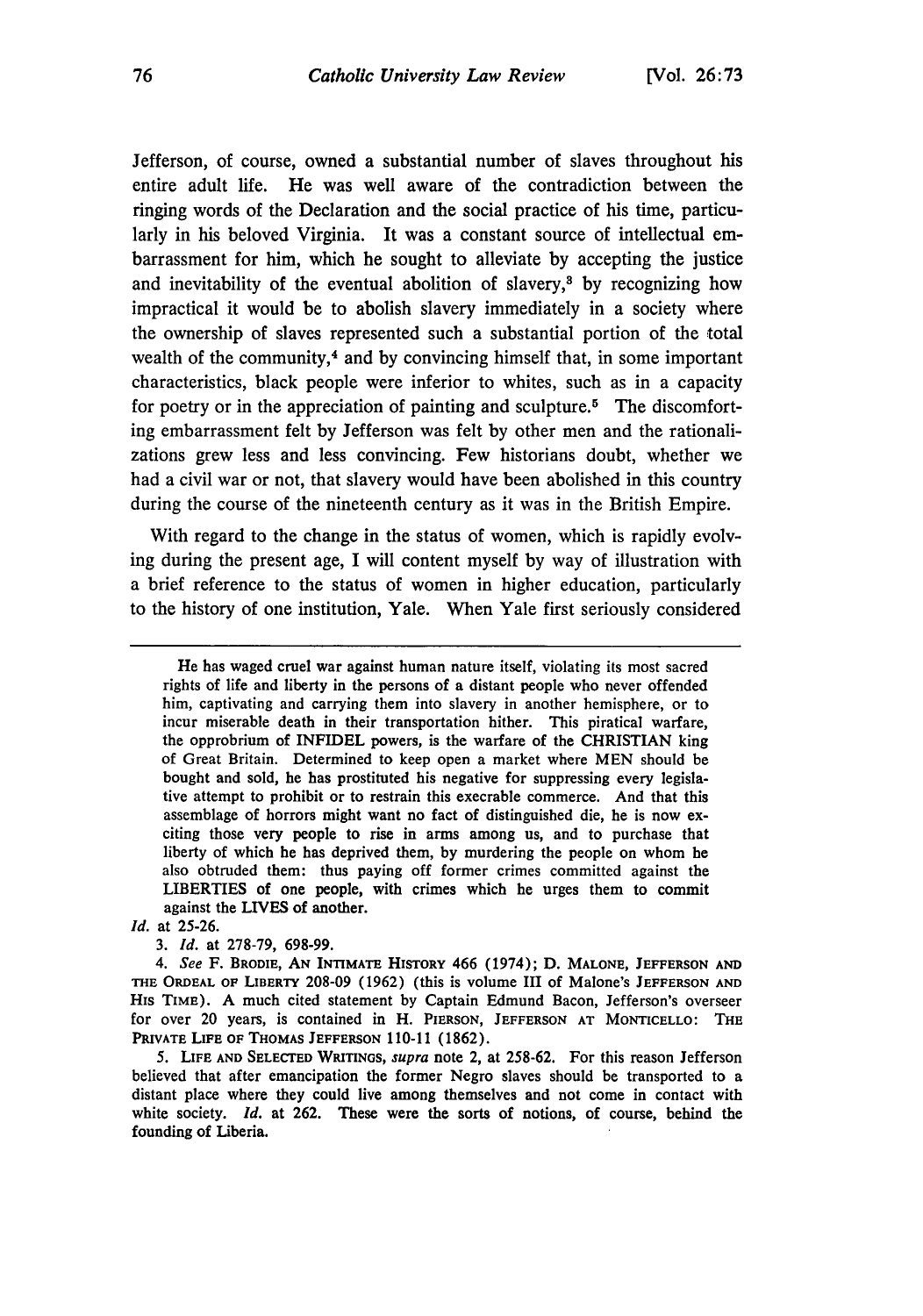Jefferson, of course, owned a substantial number of slaves throughout his entire adult life. He was well aware of the contradiction between the ringing words of the Declaration and the social practice of his time, particularly in his beloved Virginia. It was a constant source of intellectual embarrassment for him, which he sought to alleviate by accepting the justice and inevitability of the eventual abolition of slavery,[3] by recognizing how impractical it would be to abolish slavery immediately in a society where the ownership of slaves represented such a substantial portion of the total wealth of the community,[4] and by convincing himself that, in some important characteristics, black people were inferior to whites, such as in a capacity for poetry or in the appreciation of painting and sculpture.[5] The discomforting embarrassment felt by Jefferson was felt by other men and the rationalizations grew less and less convincing. Few historians doubt, whether we had a civil war or not, that slavery would have been abolished in this country during the course of the nineteenth century as it was in the British Empire.

With regard to the change in the status of women, which is rapidly evolving during the present age, I will content myself by way of illustration with a brief reference to the status of women in higher education, particularly to the history of one institution, Yale. When Yale first seriously considered

---

> He has waged cruel war against human nature itself, violating its most sacred rights of life and liberty in the persons of a distant people who never offended him, captivating and carrying them into slavery in another hemisphere, or to incur miserable death in their transportation hither. This piratical warfare, the opprobrium of INFIDEL powers, is the warfare of the CHRISTIAN king of Great Britain. Determined to keep open a market where MEN should be bought and sold, he has prostituted his negative for suppressing every legislative attempt to prohibit or to restrain this execrable commerce. And that this assemblage of horrors might want no fact of distinguished die, he is now exciting those very people to rise in arms among us, and to purchase that liberty of which he has deprived them, by murdering the people on whom he also obtruded them: thus paying off former crimes committed against the LIBERTIES of one people, with crimes which he urges them to commit against the LIVES of another.

*Id.* at 25-26.

3. *Id.* at 278-79, 698-99.

4. *See* F. BRODIE, AN INTIMATE HISTORY 466 (1974); D. MALONE, JEFFERSON AND THE ORDEAL OF LIBERTY 208-09 (1962) (this is volume III of Malone's JEFFERSON AND HIS TIME). A much cited statement by Captain Edmund Bacon, Jefferson's overseer for over 20 years, is contained in H. PIERSON, JEFFERSON AT MONTICELLO: THE PRIVATE LIFE OF THOMAS JEFFERSON 110-11 (1862).

5. LIFE AND SELECTED WRITINGS, *supra* note 2, at 258-62. For this reason Jefferson believed that after emancipation the former Negro slaves should be transported to a distant place where they could live among themselves and not come in contact with white society. *Id.* at 262. These were the sorts of notions, of course, behind the founding of Liberia.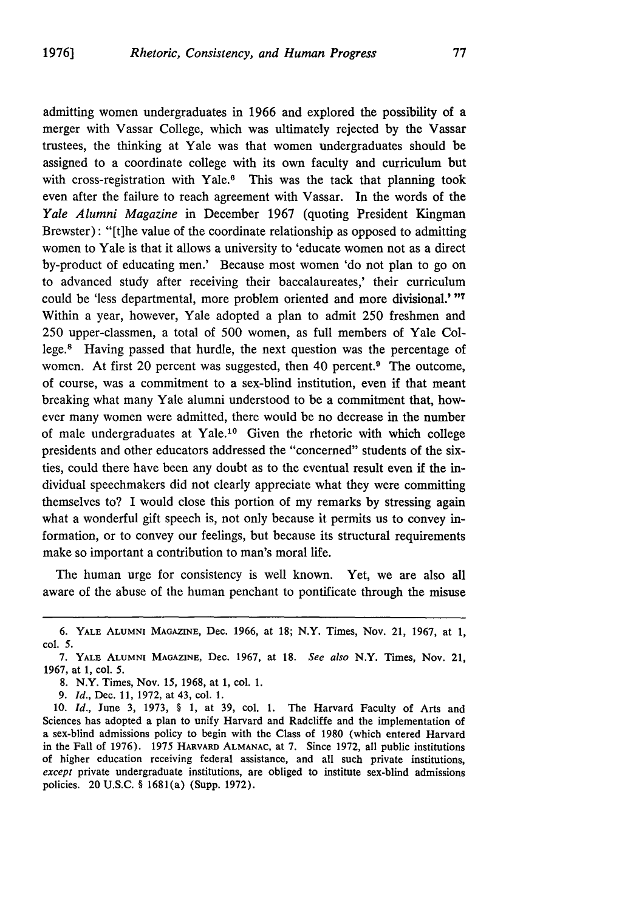admitting women undergraduates in 1966 and explored the possibility of a merger with Vassar College, which was ultimately rejected by the Vassar trustees, the thinking at Yale was that women undergraduates should be assigned to a coordinate college with its own faculty and curriculum but with cross-registration with Yale.[6] This was the tack that planning took even after the failure to reach agreement with Vassar. In the words of the *Yale Alumni Magazine* in December 1967 (quoting President Kingman Brewster): "[t]he value of the coordinate relationship as opposed to admitting women to Yale is that it allows a university to 'educate women not as a direct by-product of educating men.' Because most women 'do not plan to go on to advanced study after receiving their baccalaureates,' their curriculum could be 'less departmental, more problem oriented and more divisional.' "[7] Within a year, however, Yale adopted a plan to admit 250 freshmen and 250 upper-classmen, a total of 500 women, as full members of Yale College.[8] Having passed that hurdle, the next question was the percentage of women. At first 20 percent was suggested, then 40 percent.[9] The outcome, of course, was a commitment to a sex-blind institution, even if that meant breaking what many Yale alumni understood to be a commitment that, however many women were admitted, there would be no decrease in the number of male undergraduates at Yale.[10] Given the rhetoric with which college presidents and other educators addressed the "concerned" students of the sixties, could there have been any doubt as to the eventual result even if the individual speechmakers did not clearly appreciate what they were committing themselves to? I would close this portion of my remarks by stressing again what a wonderful gift speech is, not only because it permits us to convey information, or to convey our feelings, but because its structural requirements make so important a contribution to man's moral life.

The human urge for consistency is well known. Yet, we are also all aware of the abuse of the human penchant to pontificate through the misuse

---

6. YALE ALUMNI MAGAZINE, Dec. 1966, at 18; N.Y. Times, Nov. 21, 1967, at 1, col. 5.

7. YALE ALUMNI MAGAZINE, Dec. 1967, at 18. *See also* N.Y. Times, Nov. 21, 1967, at 1, col. 5.

8. N.Y. Times, Nov. 15, 1968, at 1, col. 1.

9. *Id.*, Dec. 11, 1972, at 43, col. 1.

10. *Id.*, June 3, 1973, § 1, at 39, col. 1. The Harvard Faculty of Arts and Sciences has adopted a plan to unify Harvard and Radcliffe and the implementation of a sex-blind admissions policy to begin with the Class of 1980 (which entered Harvard in the Fall of 1976). 1975 HARVARD ALMANAC, at 7. Since 1972, all public institutions of higher education receiving federal assistance, and all such private institutions, *except* private undergraduate institutions, are obliged to institute sex-blind admissions policies. 20 U.S.C. § 1681(a) (Supp. 1972).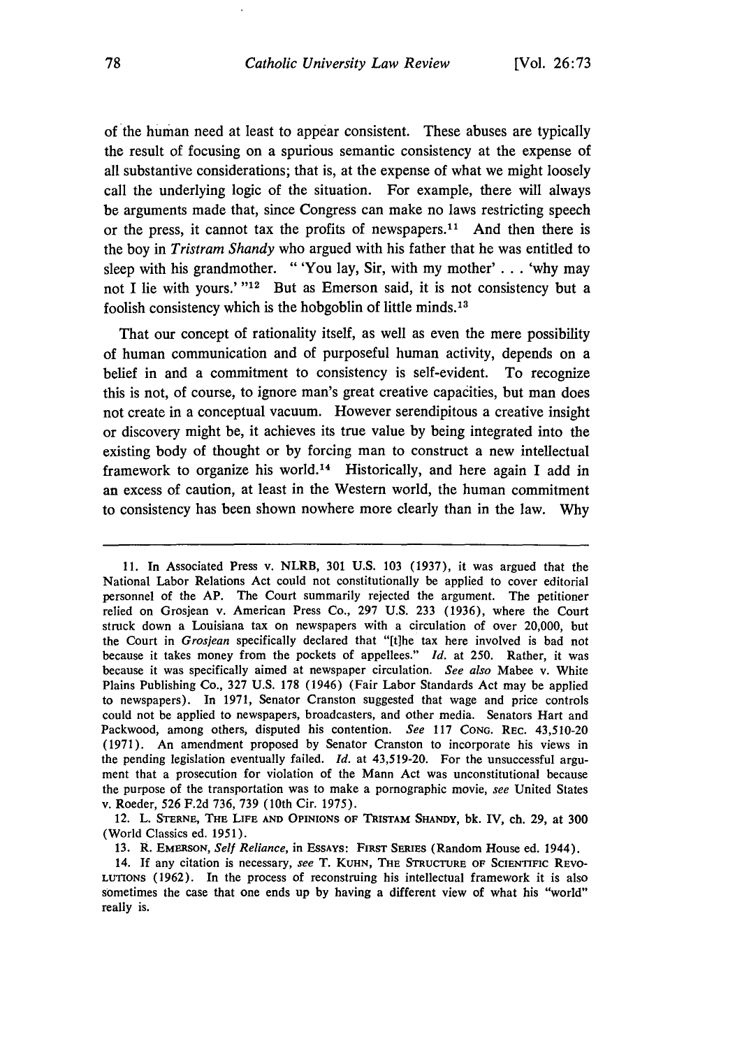of the human need at least to appear consistent. These abuses are typically the result of focusing on a spurious semantic consistency at the expense of all substantive considerations; that is, at the expense of what we might loosely call the underlying logic of the situation. For example, there will always be arguments made that, since Congress can make no laws restricting speech or the press, it cannot tax the profits of newspapers.[11] And then there is the boy in *Tristram Shandy* who argued with his father that he was entitled to sleep with his grandmother. " 'You lay, Sir, with my mother' . . . 'why may not I lie with yours.' "[12] But as Emerson said, it is not consistency but a foolish consistency which is the hobgoblin of little minds.[13]

That our concept of rationality itself, as well as even the mere possibility of human communication and of purposeful human activity, depends on a belief in and a commitment to consistency is self-evident. To recognize this is not, of course, to ignore man's great creative capacities, but man does not create in a conceptual vacuum. However serendipitous a creative insight or discovery might be, it achieves its true value by being integrated into the existing body of thought or by forcing man to construct a new intellectual framework to organize his world.[14] Historically, and here again I add in an excess of caution, at least in the Western world, the human commitment to consistency has been shown nowhere more clearly than in the law. Why

---

11. In Associated Press v. NLRB, 301 U.S. 103 (1937), it was argued that the National Labor Relations Act could not constitutionally be applied to cover editorial personnel of the AP. The Court summarily rejected the argument. The petitioner relied on Grosjean v. American Press Co., 297 U.S. 233 (1936), where the Court struck down a Louisiana tax on newspapers with a circulation of over 20,000, but the Court in *Grosjean* specifically declared that "[t]he tax here involved is bad not because it takes money from the pockets of appellees." *Id.* at 250. Rather, it was because it was specifically aimed at newspaper circulation. *See also* Mabee v. White Plains Publishing Co., 327 U.S. 178 (1946) (Fair Labor Standards Act may be applied to newspapers). In 1971, Senator Cranston suggested that wage and price controls could not be applied to newspapers, broadcasters, and other media. Senators Hart and Packwood, among others, disputed his contention. *See* 117 CONG. REC. 43,510-20 (1971). An amendment proposed by Senator Cranston to incorporate his views in the pending legislation eventually failed. *Id.* at 43,519-20. For the unsuccessful argument that a prosecution for violation of the Mann Act was unconstitutional because the purpose of the transportation was to make a pornographic movie, *see* United States v. Roeder, 526 F.2d 736, 739 (10th Cir. 1975).

12. L. STERNE, THE LIFE AND OPINIONS OF TRISTAM SHANDY, bk. IV, ch. 29, at 300 (World Classics ed. 1951).

13. R. EMERSON, *Self Reliance*, in ESSAYS: FIRST SERIES (Random House ed. 1944).

14. If any citation is necessary, *see* T. KUHN, THE STRUCTURE OF SCIENTIFIC REVOLUTIONS (1962). In the process of reconstruing his intellectual framework it is also sometimes the case that one ends up by having a different view of what his "world" really is.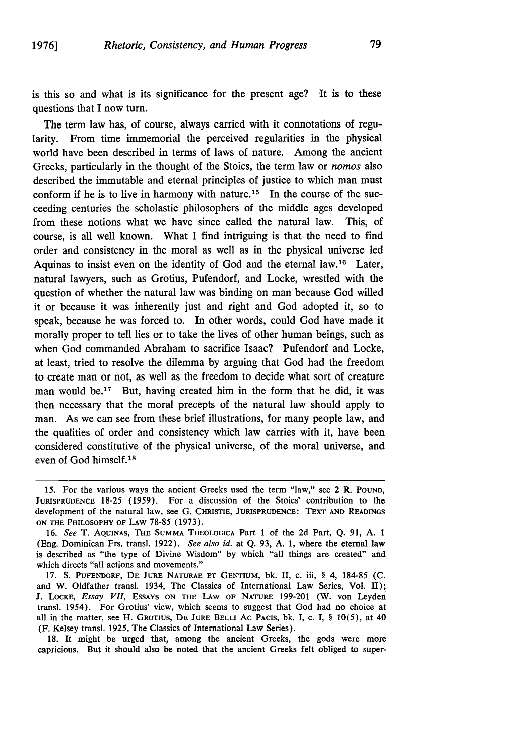is this so and what is its significance for the present age? It is to these questions that I now turn.

The term law has, of course, always carried with it connotations of regularity. From time immemorial the perceived regularities in the physical world have been described in terms of laws of nature. Among the ancient Greeks, particularly in the thought of the Stoics, the term law or *nomos* also described the immutable and eternal principles of justice to which man must conform if he is to live in harmony with nature.[15] In the course of the succeeding centuries the scholastic philosophers of the middle ages developed from these notions what we have since called the natural law. This, of course, is all well known. What I find intriguing is that the need to find order and consistency in the moral as well as in the physical universe led Aquinas to insist even on the identity of God and the eternal law.[16] Later, natural lawyers, such as Grotius, Pufendorf, and Locke, wrestled with the question of whether the natural law was binding on man because God willed it or because it was inherently just and right and God adopted it, so to speak, because he was forced to. In other words, could God have made it morally proper to tell lies or to take the lives of other human beings, such as when God commanded Abraham to sacrifice Isaac? Pufendorf and Locke, at least, tried to resolve the dilemma by arguing that God had the freedom to create man or not, as well as the freedom to decide what sort of creature man would be.[17] But, having created him in the form that he did, it was then necessary that the moral precepts of the natural law should apply to man. As we can see from these brief illustrations, for many people law, and the qualities of order and consistency which law carries with it, have been considered constitutive of the physical universe, of the moral universe, and even of God himself.[18]

---

15. For the various ways the ancient Greeks used the term "law," see 2 R. Pound, Jurisprudence 18-25 (1959). For a discussion of the Stoics' contribution to the development of the natural law, see G. Christie, Jurisprudence: Text and Readings on the Philosophy of Law 78-85 (1973).

16. *See* T. Aquinas, The Summa Theologica Part 1 of the 2d Part, Q. 91, A. 1 (Eng. Dominican Frs. transl. 1922). *See also id.* at Q. 93, A. 1, where the eternal law is described as "the type of Divine Wisdom" by which "all things are created" and which directs "all actions and movements."

17. S. Pufendorf, De Jure Naturae et Gentium, bk. II, c. iii, § 4, 184-85 (C. and W. Oldfather transl. 1934, The Classics of International Law Series, Vol. II); J. Locke, *Essay VII*, Essays on the Law of Nature 199-201 (W. von Leyden transl. 1954). For Grotius' view, which seems to suggest that God had no choice at all in the matter, see H. Grotius, De Jure Belli ac Pacis, bk. I, c. I, § 10(5), at 40 (F. Kelsey transl. 1925, The Classics of International Law Series).

18. It might be urged that, among the ancient Greeks, the gods were more capricious. But it should also be noted that the ancient Greeks felt obliged to super-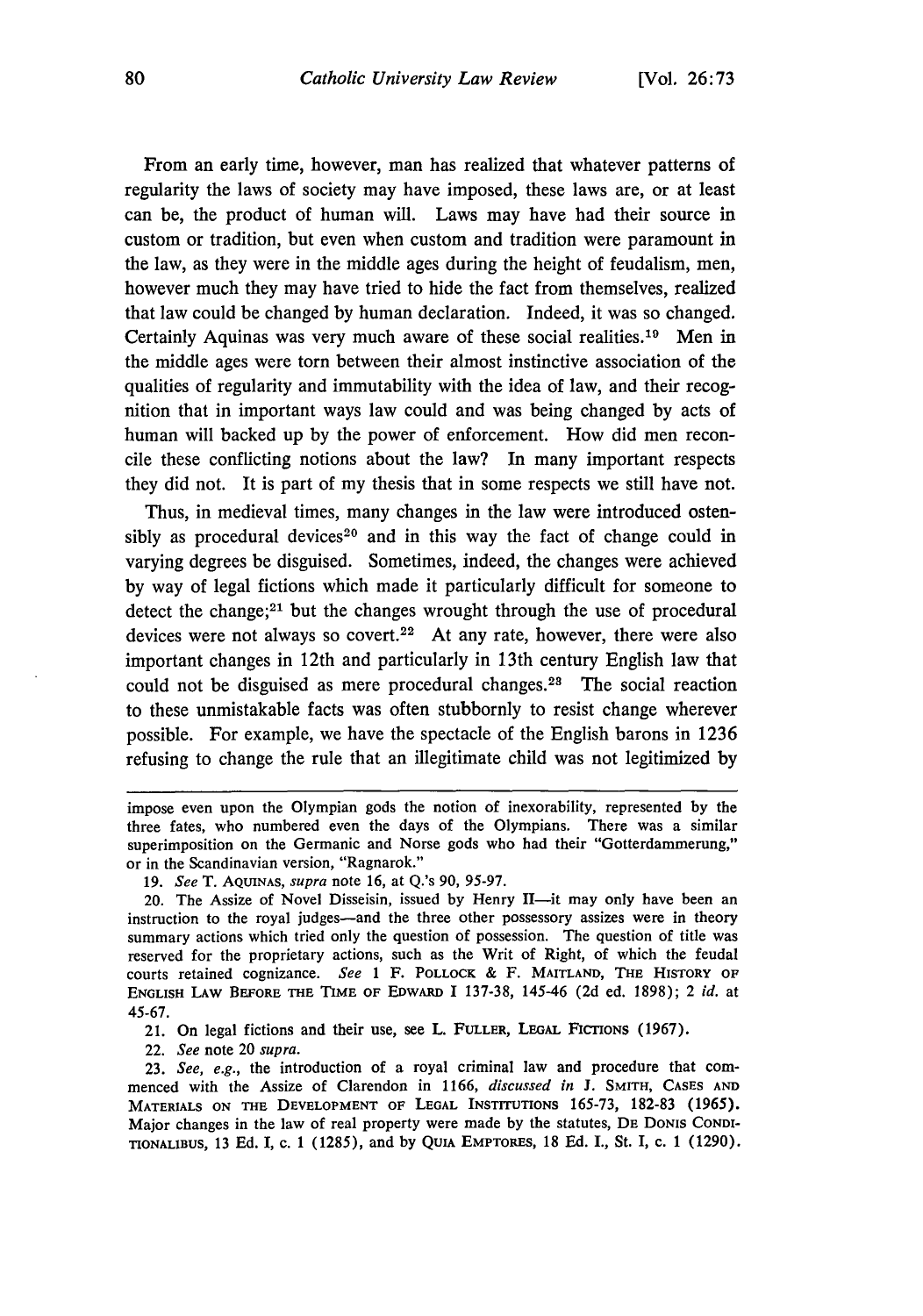From an early time, however, man has realized that whatever patterns of regularity the laws of society may have imposed, these laws are, or at least can be, the product of human will. Laws may have had their source in custom or tradition, but even when custom and tradition were paramount in the law, as they were in the middle ages during the height of feudalism, men, however much they may have tried to hide the fact from themselves, realized that law could be changed by human declaration. Indeed, it was so changed. Certainly Aquinas was very much aware of these social realities.[19] Men in the middle ages were torn between their almost instinctive association of the qualities of regularity and immutability with the idea of law, and their recognition that in important ways law could and was being changed by acts of human will backed up by the power of enforcement. How did men reconcile these conflicting notions about the law? In many important respects they did not. It is part of my thesis that in some respects we still have not.

Thus, in medieval times, many changes in the law were introduced ostensibly as procedural devices[20] and in this way the fact of change could in varying degrees be disguised. Sometimes, indeed, the changes were achieved by way of legal fictions which made it particularly difficult for someone to detect the change;[21] but the changes wrought through the use of procedural devices were not always so covert.[22] At any rate, however, there were also important changes in 12th and particularly in 13th century English law that could not be disguised as mere procedural changes.[23] The social reaction to these unmistakable facts was often stubbornly to resist change wherever possible. For example, we have the spectacle of the English barons in 1236 refusing to change the rule that an illegitimate child was not legitimized by

---

impose even upon the Olympian gods the notion of inexorability, represented by the three fates, who numbered even the days of the Olympians. There was a similar superimposition on the Germanic and Norse gods who had their "Gotterdammerung," or in the Scandinavian version, "Ragnarok."

19. *See* T. AQUINAS, *supra* note 16, at Q.'s 90, 95-97.

20. The Assize of Novel Disseisin, issued by Henry II—it may only have been an instruction to the royal judges—and the three other possessory assizes were in theory summary actions which tried only the question of possession. The question of title was reserved for the proprietary actions, such as the Writ of Right, of which the feudal courts retained cognizance. *See* 1 F. POLLOCK & F. MAITLAND, THE HISTORY OF ENGLISH LAW BEFORE THE TIME OF EDWARD I 137-38, 145-46 (2d ed. 1898); 2 *id.* at 45-67.

21. On legal fictions and their use, see L. FULLER, LEGAL FICTIONS (1967).

22. *See* note 20 *supra*.

23. *See, e.g.*, the introduction of a royal criminal law and procedure that commenced with the Assize of Clarendon in 1166, *discussed in* J. SMITH, CASES AND MATERIALS ON THE DEVELOPMENT OF LEGAL INSTITUTIONS 165-73, 182-83 (1965). Major changes in the law of real property were made by the statutes, DE DONIS CONDITIONALIBUS, 13 Ed. I, c. 1 (1285), and by QUIA EMPTORES, 18 Ed. I., St. I, c. 1 (1290).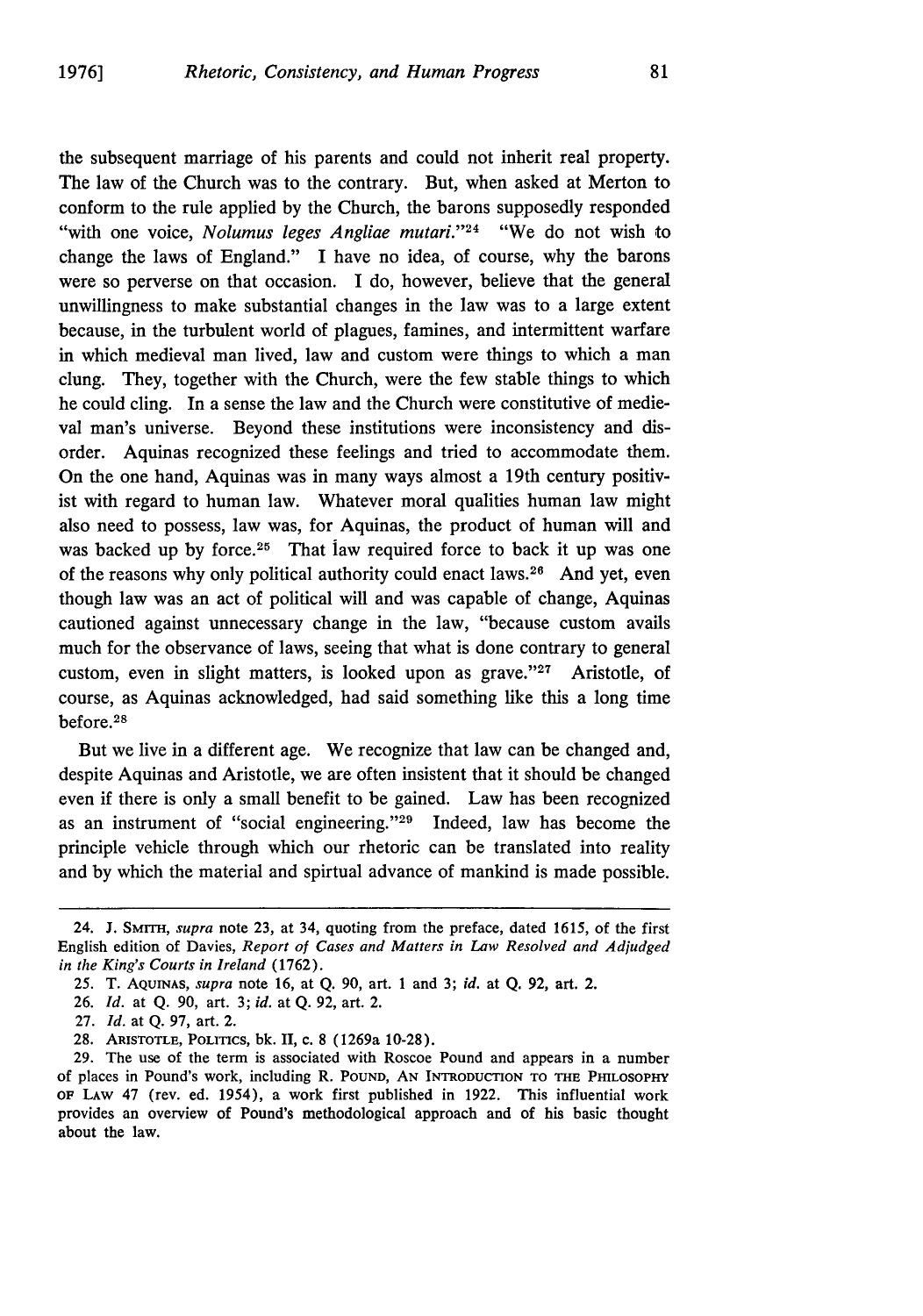the subsequent marriage of his parents and could not inherit real property. The law of the Church was to the contrary. But, when asked at Merton to conform to the rule applied by the Church, the barons supposedly responded "with one voice, *Nolumus leges Angliae mutari*."[24] "We do not wish to change the laws of England." I have no idea, of course, why the barons were so perverse on that occasion. I do, however, believe that the general unwillingness to make substantial changes in the law was to a large extent because, in the turbulent world of plagues, famines, and intermittent warfare in which medieval man lived, law and custom were things to which a man clung. They, together with the Church, were the few stable things to which he could cling. In a sense the law and the Church were constitutive of medieval man's universe. Beyond these institutions were inconsistency and disorder. Aquinas recognized these feelings and tried to accommodate them. On the one hand, Aquinas was in many ways almost a 19th century positivist with regard to human law. Whatever moral qualities human law might also need to possess, law was, for Aquinas, the product of human will and was backed up by force.[25] That law required force to back it up was one of the reasons why only political authority could enact laws.[26] And yet, even though law was an act of political will and was capable of change, Aquinas cautioned against unnecessary change in the law, "because custom avails much for the observance of laws, seeing that what is done contrary to general custom, even in slight matters, is looked upon as grave."[27] Aristotle, of course, as Aquinas acknowledged, had said something like this a long time before.[28]

But we live in a different age. We recognize that law can be changed and, despite Aquinas and Aristotle, we are often insistent that it should be changed even if there is only a small benefit to be gained. Law has been recognized as an instrument of "social engineering."[29] Indeed, law has become the principle vehicle through which our rhetoric can be translated into reality and by which the material and spirtual advance of mankind is made possible.

---

24. J. SMITH, *supra* note 23, at 34, quoting from the preface, dated 1615, of the first English edition of Davies, *Report of Cases and Matters in Law Resolved and Adjudged in the King's Courts in Ireland* (1762).

25. T. AQUINAS, *supra* note 16, at Q. 90, art. 1 and 3; *id.* at Q. 92, art. 2.

26. *Id.* at Q. 90, art. 3; *id.* at Q. 92, art. 2.

27. *Id.* at Q. 97, art. 2.

28. ARISTOTLE, POLITICS, bk. II, c. 8 (1269a 10-28).

29. The use of the term is associated with Roscoe Pound and appears in a number of places in Pound's work, including R. POUND, AN INTRODUCTION TO THE PHILOSOPHY OF LAW 47 (rev. ed. 1954), a work first published in 1922. This influential work provides an overview of Pound's methodological approach and of his basic thought about the law.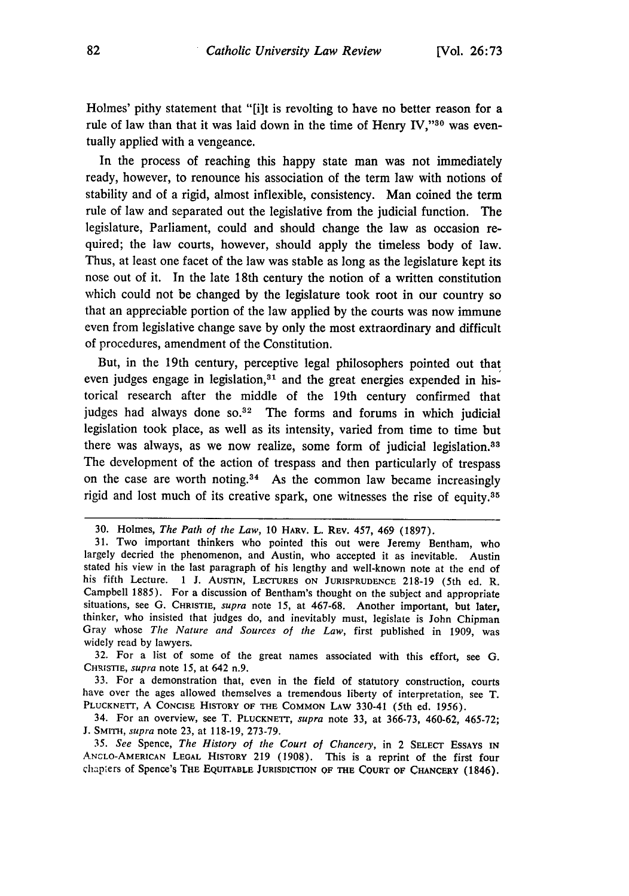Holmes' pithy statement that "[i]t is revolting to have no better reason for a rule of law than that it was laid down in the time of Henry IV,"[30] was eventually applied with a vengeance.

In the process of reaching this happy state man was not immediately ready, however, to renounce his association of the term law with notions of stability and of a rigid, almost inflexible, consistency. Man coined the term rule of law and separated out the legislative from the judicial function. The legislature, Parliament, could and should change the law as occasion required; the law courts, however, should apply the timeless body of law. Thus, at least one facet of the law was stable as long as the legislature kept its nose out of it. In the late 18th century the notion of a written constitution which could not be changed by the legislature took root in our country so that an appreciable portion of the law applied by the courts was now immune even from legislative change save by only the most extraordinary and difficult of procedures, amendment of the Constitution.

But, in the 19th century, perceptive legal philosophers pointed out that even judges engage in legislation,[31] and the great energies expended in historical research after the middle of the 19th century confirmed that judges had always done so.[32] The forms and forums in which judicial legislation took place, as well as its intensity, varied from time to time but there was always, as we now realize, some form of judicial legislation.[33] The development of the action of trespass and then particularly of trespass on the case are worth noting.[34] As the common law became increasingly rigid and lost much of its creative spark, one witnesses the rise of equity.[35]

---

30. Holmes, *The Path of the Law*, 10 HARV. L. REV. 457, 469 (1897).

31. Two important thinkers who pointed this out were Jeremy Bentham, who largely decried the phenomenon, and Austin, who accepted it as inevitable. Austin stated his view in the last paragraph of his lengthy and well-known note at the end of his fifth Lecture. 1 J. AUSTIN, LECTURES ON JURISPRUDENCE 218-19 (5th ed. R. Campbell 1885). For a discussion of Bentham's thought on the subject and appropriate situations, see G. CHRISTIE, *supra* note 15, at 467-68. Another important, but later, thinker, who insisted that judges do, and inevitably must, legislate is John Chipman Gray whose *The Nature and Sources of the Law*, first published in 1909, was widely read by lawyers.

32. For a list of some of the great names associated with this effort, see G. CHRISTIE, *supra* note 15, at 642 n.9.

33. For a demonstration that, even in the field of statutory construction, courts have over the ages allowed themselves a tremendous liberty of interpretation, see T. PLUCKNETT, A CONCISE HISTORY OF THE COMMON LAW 330-41 (5th ed. 1956).

34. For an overview, see T. PLUCKNETT, *supra* note 33, at 366-73, 460-62, 465-72; J. SMITH, *supra* note 23, at 118-19, 273-79.

35. *See* Spence, *The History of the Court of Chancery*, in 2 SELECT ESSAYS IN ANGLO-AMERICAN LEGAL HISTORY 219 (1908). This is a reprint of the first four chapters of Spence's THE EQUITABLE JURISDICTION OF THE COURT OF CHANCERY (1846).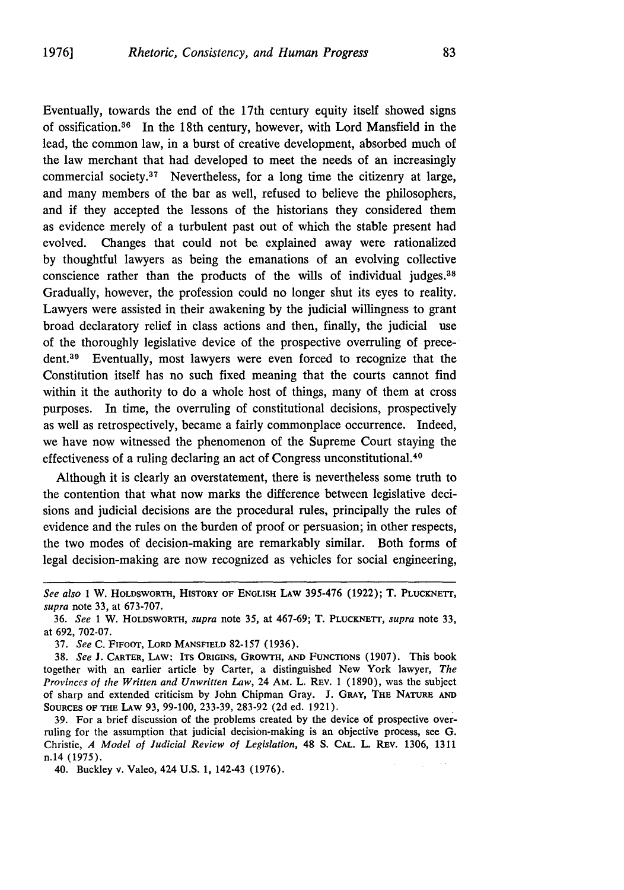Eventually, towards the end of the 17th century equity itself showed signs of ossification.[36] In the 18th century, however, with Lord Mansfield in the lead, the common law, in a burst of creative development, absorbed much of the law merchant that had developed to meet the needs of an increasingly commercial society.[37] Nevertheless, for a long time the citizenry at large, and many members of the bar as well, refused to believe the philosophers, and if they accepted the lessons of the historians they considered them as evidence merely of a turbulent past out of which the stable present had evolved. Changes that could not be explained away were rationalized by thoughtful lawyers as being the emanations of an evolving collective conscience rather than the products of the wills of individual judges.[38] Gradually, however, the profession could no longer shut its eyes to reality. Lawyers were assisted in their awakening by the judicial willingness to grant broad declaratory relief in class actions and then, finally, the judicial use of the thoroughly legislative device of the prospective overruling of precedent.[39] Eventually, most lawyers were even forced to recognize that the Constitution itself has no such fixed meaning that the courts cannot find within it the authority to do a whole host of things, many of them at cross purposes. In time, the overruling of constitutional decisions, prospectively as well as retrospectively, became a fairly commonplace occurrence. Indeed, we have now witnessed the phenomenon of the Supreme Court staying the effectiveness of a ruling declaring an act of Congress unconstitutional.[40]

Although it is clearly an overstatement, there is nevertheless some truth to the contention that what now marks the difference between legislative decisions and judicial decisions are the procedural rules, principally the rules of evidence and the rules on the burden of proof or persuasion; in other respects, the two modes of decision-making are remarkably similar. Both forms of legal decision-making are now recognized as vehicles for social engineering,

*See also* 1 W. HOLDSWORTH, HISTORY OF ENGLISH LAW 395-476 (1922); T. PLUCKNETT, *supra* note 33, at 673-707.

36. *See* 1 W. HOLDSWORTH, *supra* note 35, at 467-69; T. PLUCKNETT, *supra* note 33, at 692, 702-07.

37. *See* C. FIFOOT, LORD MANSFIELD 82-157 (1936).

38. *See* J. CARTER, LAW: ITS ORIGINS, GROWTH, AND FUNCTIONS (1907). This book together with an earlier article by Carter, a distinguished New York lawyer, *The Provinces of the Written and Unwritten Law*, 24 AM. L. REV. 1 (1890), was the subject of sharp and extended criticism by John Chipman Gray. J. GRAY, THE NATURE AND SOURCES OF THE LAW 93, 99-100, 233-39, 283-92 (2d ed. 1921).

39. For a brief discussion of the problems created by the device of prospective overruling for the assumption that judicial decision-making is an objective process, see G. Christie, *A Model of Judicial Review of Legislation*, 48 S. CAL. L. REV. 1306, 1311 n.14 (1975).

40. Buckley v. Valeo, 424 U.S. 1, 142-43 (1976).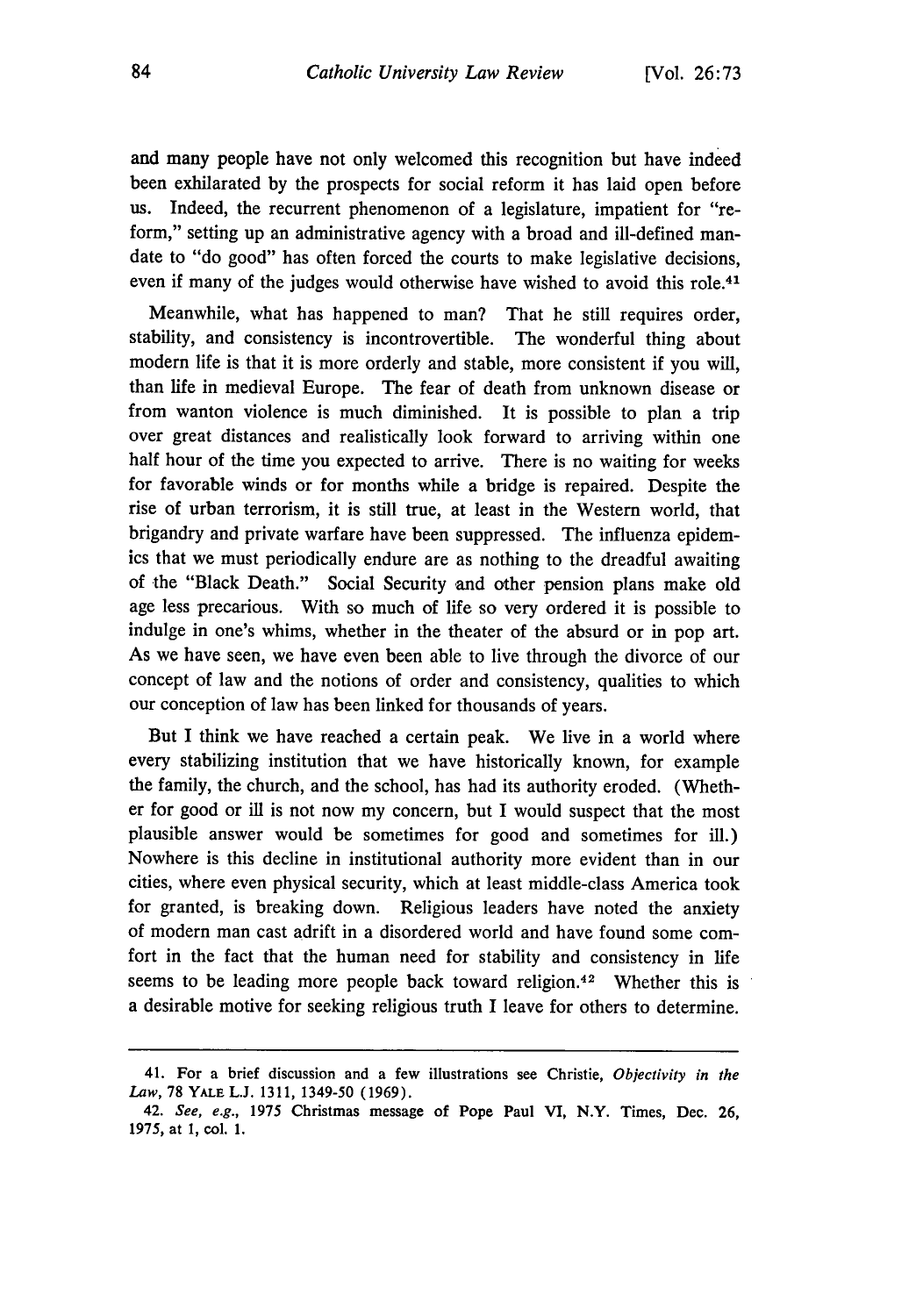and many people have not only welcomed this recognition but have indeed been exhilarated by the prospects for social reform it has laid open before us. Indeed, the recurrent phenomenon of a legislature, impatient for "reform," setting up an administrative agency with a broad and ill-defined mandate to "do good" has often forced the courts to make legislative decisions, even if many of the judges would otherwise have wished to avoid this role.[41]

Meanwhile, what has happened to man? That he still requires order, stability, and consistency is incontrovertible. The wonderful thing about modern life is that it is more orderly and stable, more consistent if you will, than life in medieval Europe. The fear of death from unknown disease or from wanton violence is much diminished. It is possible to plan a trip over great distances and realistically look forward to arriving within one half hour of the time you expected to arrive. There is no waiting for weeks for favorable winds or for months while a bridge is repaired. Despite the rise of urban terrorism, it is still true, at least in the Western world, that brigandry and private warfare have been suppressed. The influenza epidemics that we must periodically endure are as nothing to the dreadful awaiting of the "Black Death." Social Security and other pension plans make old age less precarious. With so much of life so very ordered it is possible to indulge in one's whims, whether in the theater of the absurd or in pop art. As we have seen, we have even been able to live through the divorce of our concept of law and the notions of order and consistency, qualities to which our conception of law has been linked for thousands of years.

But I think we have reached a certain peak. We live in a world where every stabilizing institution that we have historically known, for example the family, the church, and the school, has had its authority eroded. (Whether for good or ill is not now my concern, but I would suspect that the most plausible answer would be sometimes for good and sometimes for ill.) Nowhere is this decline in institutional authority more evident than in our cities, where even physical security, which at least middle-class America took for granted, is breaking down. Religious leaders have noted the anxiety of modern man cast adrift in a disordered world and have found some comfort in the fact that the human need for stability and consistency in life seems to be leading more people back toward religion.[42] Whether this is a desirable motive for seeking religious truth I leave for others to determine.

---

41. For a brief discussion and a few illustrations see Christie, *Objectivity in the Law*, 78 YALE L.J. 1311, 1349-50 (1969).

42. *See, e.g.*, 1975 Christmas message of Pope Paul VI, N.Y. Times, Dec. 26, 1975, at 1, col. 1.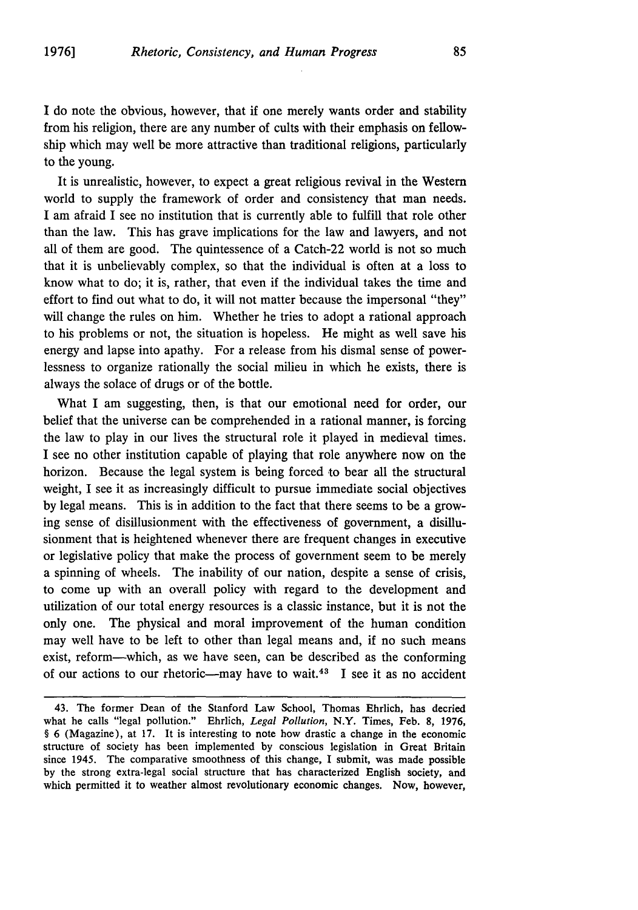I do note the obvious, however, that if one merely wants order and stability from his religion, there are any number of cults with their emphasis on fellowship which may well be more attractive than traditional religions, particularly to the young.

It is unrealistic, however, to expect a great religious revival in the Western world to supply the framework of order and consistency that man needs. I am afraid I see no institution that is currently able to fulfill that role other than the law. This has grave implications for the law and lawyers, and not all of them are good. The quintessence of a Catch-22 world is not so much that it is unbelievably complex, so that the individual is often at a loss to know what to do; it is, rather, that even if the individual takes the time and effort to find out what to do, it will not matter because the impersonal "they" will change the rules on him. Whether he tries to adopt a rational approach to his problems or not, the situation is hopeless. He might as well save his energy and lapse into apathy. For a release from his dismal sense of powerlessness to organize rationally the social milieu in which he exists, there is always the solace of drugs or of the bottle.

What I am suggesting, then, is that our emotional need for order, our belief that the universe can be comprehended in a rational manner, is forcing the law to play in our lives the structural role it played in medieval times. I see no other institution capable of playing that role anywhere now on the horizon. Because the legal system is being forced to bear all the structural weight, I see it as increasingly difficult to pursue immediate social objectives by legal means. This is in addition to the fact that there seems to be a growing sense of disillusionment with the effectiveness of government, a disillusionment that is heightened whenever there are frequent changes in executive or legislative policy that make the process of government seem to be merely a spinning of wheels. The inability of our nation, despite a sense of crisis, to come up with an overall policy with regard to the development and utilization of our total energy resources is a classic instance, but it is not the only one. The physical and moral improvement of the human condition may well have to be left to other than legal means and, if no such means exist, reform—which, as we have seen, can be described as the conforming of our actions to our rhetoric—may have to wait.[43] I see it as no accident

---

43. The former Dean of the Stanford Law School, Thomas Ehrlich, has decried what he calls "legal pollution." Ehrlich, *Legal Pollution*, N.Y. Times, Feb. 8, 1976, § 6 (Magazine), at 17. It is interesting to note how drastic a change in the economic structure of society has been implemented by conscious legislation in Great Britain since 1945. The comparative smoothness of this change, I submit, was made possible by the strong extra-legal social structure that has characterized English society, and which permitted it to weather almost revolutionary economic changes. Now, however,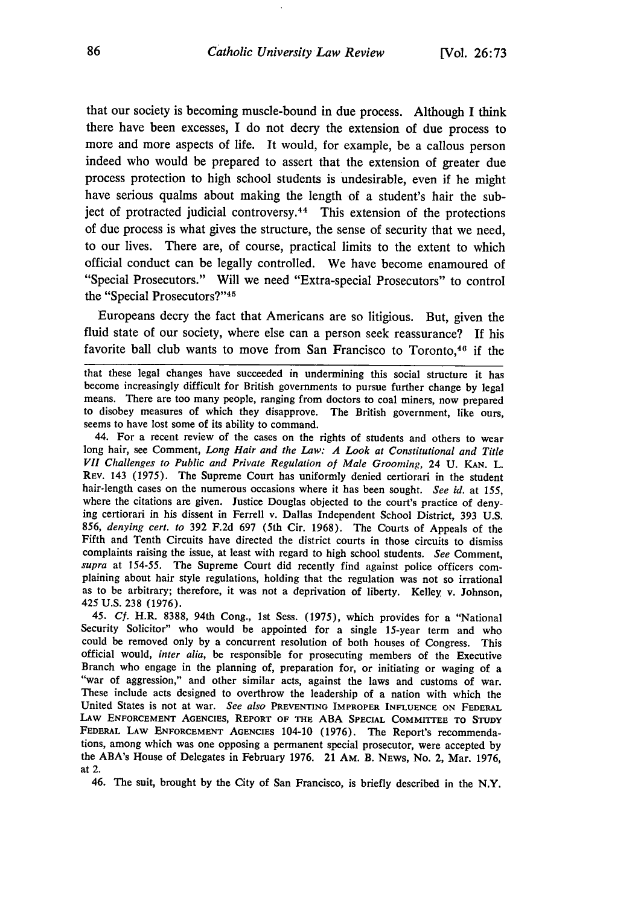that our society is becoming muscle-bound in due process. Although I think there have been excesses, I do not decry the extension of due process to more and more aspects of life. It would, for example, be a callous person indeed who would be prepared to assert that the extension of greater due process protection to high school students is undesirable, even if he might have serious qualms about making the length of a student's hair the subject of protracted judicial controversy.[44] This extension of the protections of due process is what gives the structure, the sense of security that we need, to our lives. There are, of course, practical limits to the extent to which official conduct can be legally controlled. We have become enamoured of "Special Prosecutors." Will we need "Extra-special Prosecutors" to control the "Special Prosecutors?"[45]

Europeans decry the fact that Americans are so litigious. But, given the fluid state of our society, where else can a person seek reassurance? If his favorite ball club wants to move from San Francisco to Toronto,[46] if the

---

that these legal changes have succeeded in undermining this social structure it has become increasingly difficult for British governments to pursue further change by legal means. There are too many people, ranging from doctors to coal miners, now prepared to disobey measures of which they disapprove. The British government, like ours, seems to have lost some of its ability to command.

44. For a recent review of the cases on the rights of students and others to wear long hair, see Comment, *Long Hair and the Law: A Look at Constitutional and Title VII Challenges to Public and Private Regulation of Male Grooming*, 24 U. KAN. L. REV. 143 (1975). The Supreme Court has uniformly denied certiorari in the student hair-length cases on the numerous occasions where it has been sought. *See id.* at 155, where the citations are given. Justice Douglas objected to the court's practice of denying certiorari in his dissent in Ferrell v. Dallas Independent School District, 393 U.S. 856, *denying cert. to* 392 F.2d 697 (5th Cir. 1968). The Courts of Appeals of the Fifth and Tenth Circuits have directed the district courts in those circuits to dismiss complaints raising the issue, at least with regard to high school students. *See* Comment, *supra* at 154-55. The Supreme Court did recently find against police officers complaining about hair style regulations, holding that the regulation was not so irrational as to be arbitrary; therefore, it was not a deprivation of liberty. Kelley v. Johnson, 425 U.S. 238 (1976).

45. *Cf.* H.R. 8388, 94th Cong., 1st Sess. (1975), which provides for a "National Security Solicitor" who would be appointed for a single 15-year term and who could be removed only by a concurrent resolution of both houses of Congress. This official would, *inter alia*, be responsible for prosecuting members of the Executive Branch who engage in the planning of, preparation for, or initiating or waging of a "war of aggression," and other similar acts, against the laws and customs of war. These include acts designed to overthrow the leadership of a nation with which the United States is not at war. *See also* PREVENTING IMPROPER INFLUENCE ON FEDERAL LAW ENFORCEMENT AGENCIES, REPORT OF THE ABA SPECIAL COMMITTEE TO STUDY FEDERAL LAW ENFORCEMENT AGENCIES 104-10 (1976). The Report's recommendations, among which was one opposing a permanent special prosecutor, were accepted by the ABA's House of Delegates in February 1976. 21 AM. B. NEWS, No. 2, Mar. 1976, at 2.

46. The suit, brought by the City of San Francisco, is briefly described in the N.Y.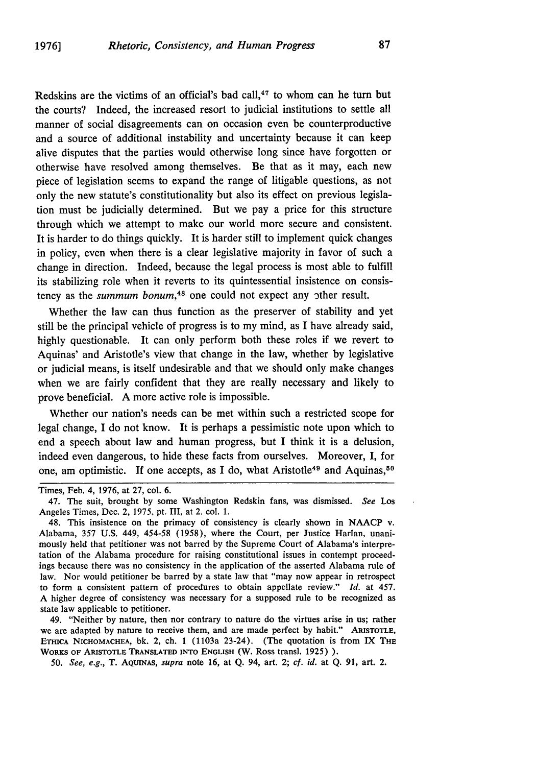Redskins are the victims of an official's bad call,[47] to whom can he turn but the courts? Indeed, the increased resort to judicial institutions to settle all manner of social disagreements can on occasion even be counterproductive and a source of additional instability and uncertainty because it can keep alive disputes that the parties would otherwise long since have forgotten or otherwise have resolved among themselves. Be that as it may, each new piece of legislation seems to expand the range of litigable questions, as not only the new statute's constitutionality but also its effect on previous legislation must be judicially determined. But we pay a price for this structure through which we attempt to make our world more secure and consistent. It is harder to do things quickly. It is harder still to implement quick changes in policy, even when there is a clear legislative majority in favor of such a change in direction. Indeed, because the legal process is most able to fulfill its stabilizing role when it reverts to its quintessential insistence on consistency as the *summum bonum*,[48] one could not expect any other result.

Whether the law can thus function as the preserver of stability and yet still be the principal vehicle of progress is to my mind, as I have already said, highly questionable. It can only perform both these roles if we revert to Aquinas' and Aristotle's view that change in the law, whether by legislative or judicial means, is itself undesirable and that we should only make changes when we are fairly confident that they are really necessary and likely to prove beneficial. A more active role is impossible.

Whether our nation's needs can be met within such a restricted scope for legal change, I do not know. It is perhaps a pessimistic note upon which to end a speech about law and human progress, but I think it is a delusion, indeed even dangerous, to hide these facts from ourselves. Moreover, I, for one, am optimistic. If one accepts, as I do, what Aristotle[49] and Aquinas,[50]

---

Times, Feb. 4, 1976, at 27, col. 6.

47. The suit, brought by some Washington Redskin fans, was dismissed. *See* Los Angeles Times, Dec. 2, 1975, pt. III, at 2, col. 1.

48. This insistence on the primacy of consistency is clearly shown in NAACP v. Alabama, 357 U.S. 449, 454-58 (1958), where the Court, per Justice Harlan, unanimously held that petitioner was not barred by the Supreme Court of Alabama's interpretation of the Alabama procedure for raising constitutional issues in contempt proceedings because there was no consistency in the application of the asserted Alabama rule of law. Nor would petitioner be barred by a state law that "may now appear in retrospect to form a consistent pattern of procedures to obtain appellate review." *Id.* at 457. A higher degree of consistency was necessary for a supposed rule to be recognized as state law applicable to petitioner.

49. "Neither by nature, then nor contrary to nature do the virtues arise in us; rather we are adapted by nature to receive them, and are made perfect by habit." ARISTOTLE, ETHICA NICHOMACHEA, bk. 2, ch. 1 (1103a 23-24). (The quotation is from IX THE WORKS OF ARISTOTLE TRANSLATED INTO ENGLISH (W. Ross transl. 1925) ).

50. *See, e.g.*, T. AQUINAS, *supra* note 16, at Q. 94, art. 2; *cf. id.* at Q. 91, art. 2.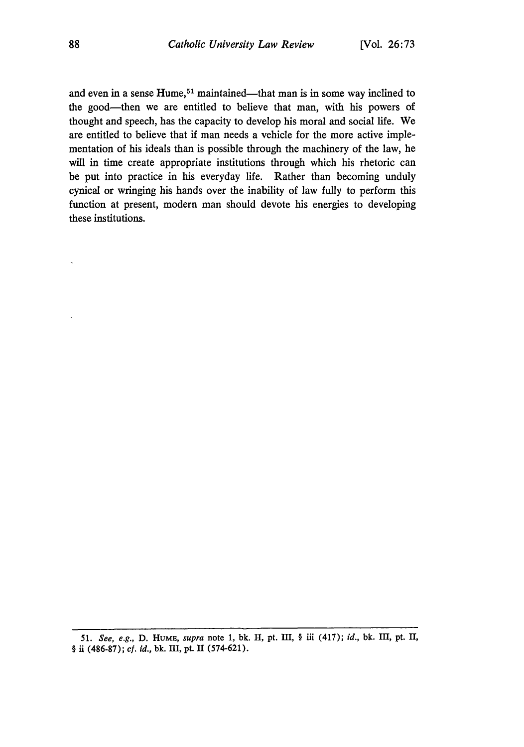and even in a sense Hume,[51] maintained—that man is in some way inclined to the good—then we are entitled to believe that man, with his powers of thought and speech, has the capacity to develop his moral and social life. We are entitled to believe that if man needs a vehicle for the more active implementation of his ideals than is possible through the machinery of the law, he will in time create appropriate institutions through which his rhetoric can be put into practice in his everyday life. Rather than becoming unduly cynical or wringing his hands over the inability of law fully to perform this function at present, modern man should devote his energies to developing these institutions.

---

51. *See, e.g.*, D. HUME, *supra* note 1, bk. II, pt. III, § iii (417); *id.*, bk. III, pt. II, § ii (486-87); *cf. id.*, bk. III, pt. II (574-621).